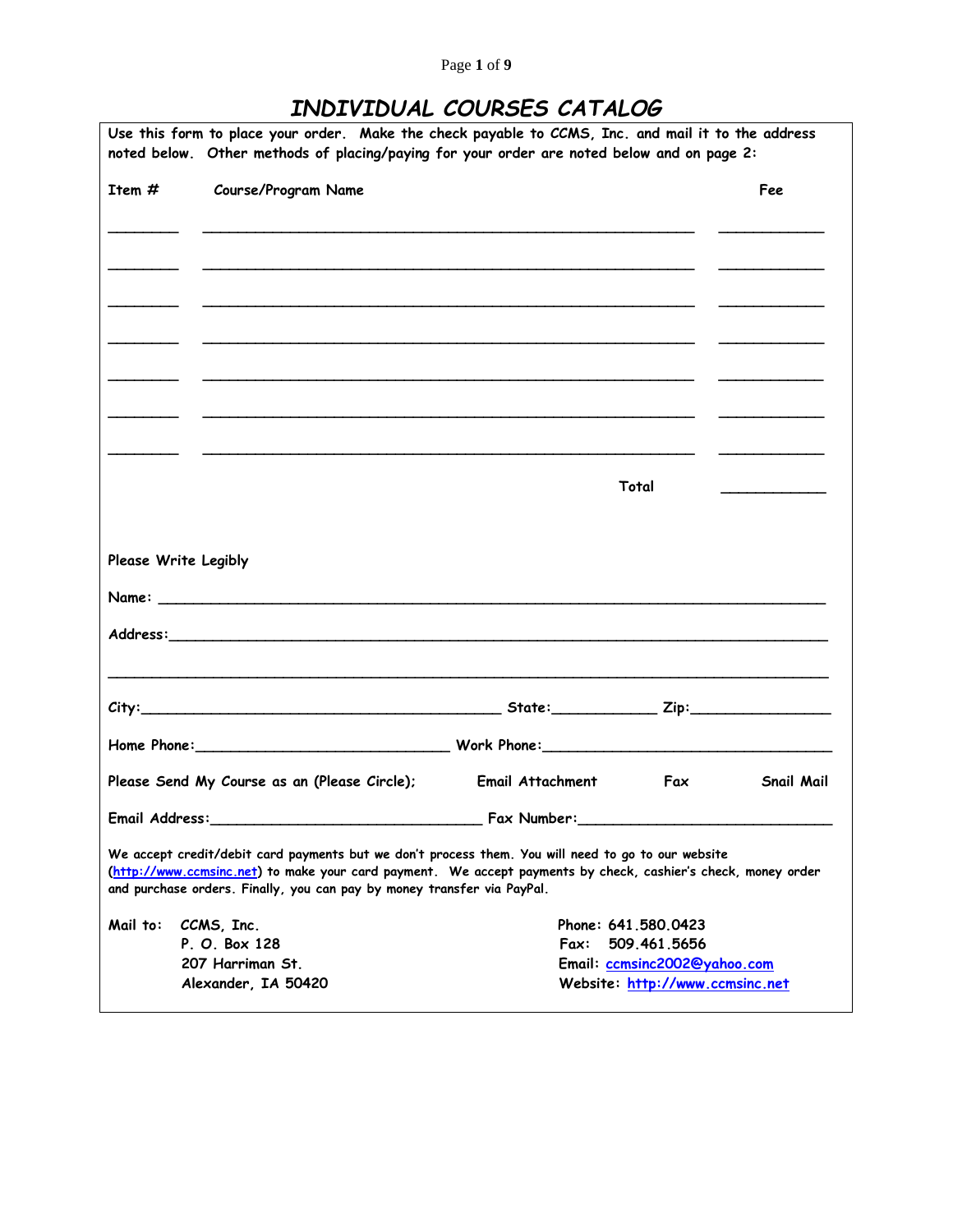# INDIVIDUAL COURSES CATALOG

Use this form to place your order. Make the check payable to CCMS, Inc. and mail it to the address noted below. Other methods of placing/paying for your order are noted below and on page 2:

| Item # | Course/Program Name | Fee |
|---|---|---|
| ________ | ____________________________________________ | ____________ |
| ________ | ____________________________________________ | ____________ |
| ________ | ____________________________________________ | ____________ |
| ________ | ____________________________________________ | ____________ |
| ________ | ____________________________________________ | ____________ |
| ________ | ____________________________________________ | ____________ |
| ________ | ____________________________________________ | ____________ |
| | Total | ____________ |

Please Write Legibly

Name: ______________________________________________________________

Address: ______________________________________________________________

______________________________________________________________

City: ________________________________ State: ____________ Zip: ________________

Home Phone: ____________________________ Work Phone: ________________________________

Please Send My Course as an (Please Circle); Email Attachment Fax Snail Mail

Email Address: ______________________________ Fax Number: ____________________________

We accept credit/debit card payments but we don't process them. You will need to go to our website (http://www.ccmsinc.net) to make your card payment. We accept payments by check, cashier's check, money order and purchase orders. Finally, you can pay by money transfer via PayPal.

Mail to: CCMS, Inc.
P. O. Box 128
207 Harriman St.
Alexander, IA 50420

Phone: 641.580.0423
Fax: 509.461.5656
Email: ccmsinc2002@yahoo.com
Website: http://www.ccmsinc.net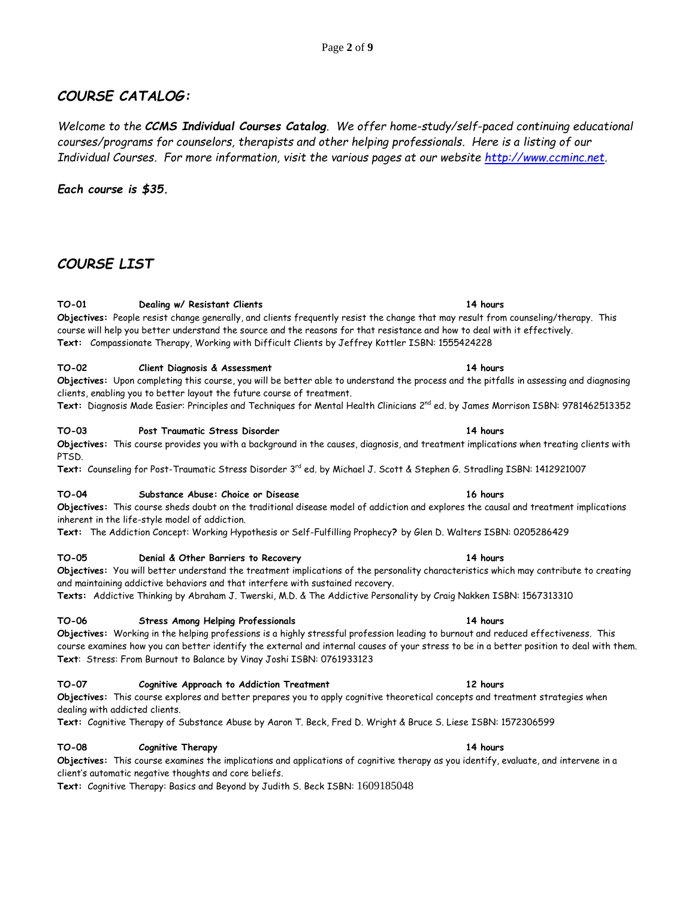## *COURSE CATALOG:*

*Welcome to the **CCMS Individual Courses Catalog**. We offer home-study/self-paced continuing educational courses/programs for counselors, therapists and other helping professionals. Here is a listing of our Individual Courses. For more information, visit the various pages at our website [http://www.ccminc.net](http://www.ccminc.net).*

***Each course is $35.***

## *COURSE LIST*

**TO-01 Dealing w/ Resistant Clients 14 hours**
**Objectives:** People resist change generally, and clients frequently resist the change that may result from counseling/therapy. This course will help you better understand the source and the reasons for that resistance and how to deal with it effectively.
**Text:** Compassionate Therapy, Working with Difficult Clients by Jeffrey Kottler ISBN: 1555424228

**TO-02 Client Diagnosis & Assessment 14 hours**
**Objectives:** Upon completing this course, you will be better able to understand the process and the pitfalls in assessing and diagnosing clients, enabling you to better layout the future course of treatment.
**Text:** Diagnosis Made Easier: Principles and Techniques for Mental Health Clinicians 2nd ed. by James Morrison ISBN: 9781462513352

**TO-03 Post Traumatic Stress Disorder 14 hours**
**Objectives:** This course provides you with a background in the causes, diagnosis, and treatment implications when treating clients with PTSD.
**Text:** Counseling for Post-Traumatic Stress Disorder 3rd ed. by Michael J. Scott & Stephen G. Stradling ISBN: 1412921007

**TO-04 Substance Abuse: Choice or Disease 16 hours**
**Objectives:** This course sheds doubt on the traditional disease model of addiction and explores the causal and treatment implications inherent in the life-style model of addiction.
**Text:** The Addiction Concept: Working Hypothesis or Self-Fulfilling Prophecy? by Glen D. Walters ISBN: 0205286429

**TO-05 Denial & Other Barriers to Recovery 14 hours**
**Objectives:** You will better understand the treatment implications of the personality characteristics which may contribute to creating and maintaining addictive behaviors and that interfere with sustained recovery.
**Texts:** Addictive Thinking by Abraham J. Twerski, M.D. & The Addictive Personality by Craig Nakken ISBN: 1567313310

**TO-06 Stress Among Helping Professionals 14 hours**
**Objectives:** Working in the helping professions is a highly stressful profession leading to burnout and reduced effectiveness. This course examines how you can better identify the external and internal causes of your stress to be in a better position to deal with them.
**Text**: Stress: From Burnout to Balance by Vinay Joshi ISBN: 0761933123

**TO-07 Cognitive Approach to Addiction Treatment 12 hours**
**Objectives:** This course explores and better prepares you to apply cognitive theoretical concepts and treatment strategies when dealing with addicted clients.
**Text:** Cognitive Therapy of Substance Abuse by Aaron T. Beck, Fred D. Wright & Bruce S. Liese ISBN: 1572306599

**TO-08 Cognitive Therapy 14 hours**
**Objectives:** This course examines the implications and applications of cognitive therapy as you identify, evaluate, and intervene in a client's automatic negative thoughts and core beliefs.
**Text:** Cognitive Therapy: Basics and Beyond by Judith S. Beck ISBN: 1609185048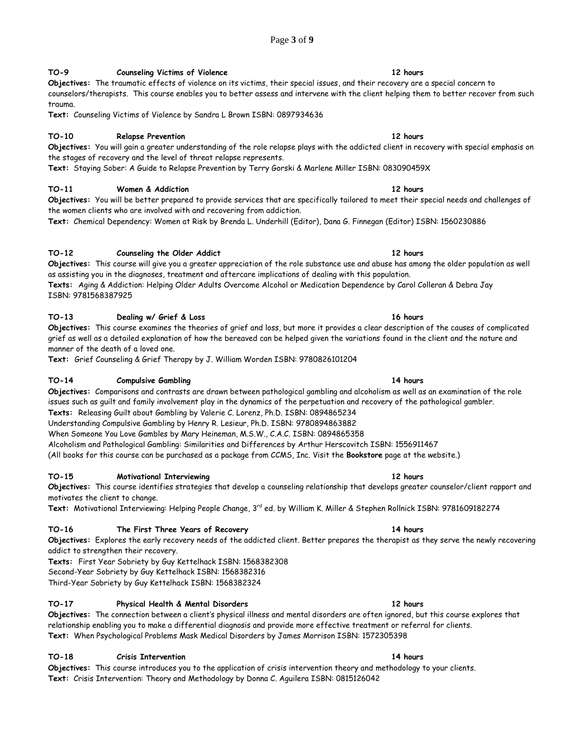**TO-9 Counseling Victims of Violence 12 hours**

**Objectives:** The traumatic effects of violence on its victims, their special issues, and their recovery are a special concern to counselors/therapists. This course enables you to better assess and intervene with the client helping them to better recover from such trauma.

**Text:** Counseling Victims of Violence by Sandra L Brown ISBN: 0897934636

**TO-10 Relapse Prevention 12 hours**

**Objectives:** You will gain a greater understanding of the role relapse plays with the addicted client in recovery with special emphasis on the stages of recovery and the level of threat relapse represents.

**Text:** Staying Sober: A Guide to Relapse Prevention by Terry Gorski & Marlene Miller ISBN: 083090459X

**TO-11 Women & Addiction 12 hours**

**Objectives:** You will be better prepared to provide services that are specifically tailored to meet their special needs and challenges of the women clients who are involved with and recovering from addiction.

**Text:** Chemical Dependency: Women at Risk by Brenda L. Underhill (Editor), Dana G. Finnegan (Editor) ISBN: 1560230886

**TO-12 Counseling the Older Addict 12 hours**

**Objectives:** This course will give you a greater appreciation of the role substance use and abuse has among the older population as well as assisting you in the diagnoses, treatment and aftercare implications of dealing with this population.

**Texts:** Aging & Addiction: Helping Older Adults Overcome Alcohol or Medication Dependence by Carol Colleran & Debra Jay ISBN: 9781568387925

**TO-13 Dealing w/ Grief & Loss 16 hours**

**Objectives:** This course examines the theories of grief and loss, but more it provides a clear description of the causes of complicated grief as well as a detailed explanation of how the bereaved can be helped given the variations found in the client and the nature and manner of the death of a loved one.

**Text:** Grief Counseling & Grief Therapy by J. William Worden ISBN: 9780826101204

**TO-14 Compulsive Gambling 14 hours**

**Objectives:** Comparisons and contrasts are drawn between pathological gambling and alcoholism as well as an examination of the role issues such as guilt and family involvement play in the dynamics of the perpetuation and recovery of the pathological gambler.

**Texts:** Releasing Guilt about Gambling by Valerie C. Lorenz, Ph.D. ISBN: 0894865234
Understanding Compulsive Gambling by Henry R. Lesieur, Ph.D. ISBN: 9780894863882
When Someone You Love Gambles by Mary Heineman, M.S.W., C.A.C. ISBN: 0894865358
Alcoholism and Pathological Gambling: Similarities and Differences by Arthur Herscovitch ISBN: 1556911467
(All books for this course can be purchased as a package from CCMS, Inc. Visit the **Bookstore** page at the website.)

**TO-15 Motivational Interviewing 12 hours**

**Objectives:** This course identifies strategies that develop a counseling relationship that develops greater counselor/client rapport and motivates the client to change.

**Text:** Motivational Interviewing: Helping People Change, 3rd ed. by William K. Miller & Stephen Rollnick ISBN: 9781609182274

**TO-16 The First Three Years of Recovery 14 hours**

**Objectives:** Explores the early recovery needs of the addicted client. Better prepares the therapist as they serve the newly recovering addict to strengthen their recovery.

**Texts:** First Year Sobriety by Guy Kettelhack ISBN: 1568382308
Second-Year Sobriety by Guy Kettelhack ISBN: 1568382316
Third-Year Sobriety by Guy Kettelhack ISBN: 1568382324

**TO-17 Physical Health & Mental Disorders 12 hours**

**Objectives:** The connection between a client's physical illness and mental disorders are often ignored, but this course explores that relationship enabling you to make a differential diagnosis and provide more effective treatment or referral for clients.

**Text:** When Psychological Problems Mask Medical Disorders by James Morrison ISBN: 1572305398

**TO-18 Crisis Intervention 14 hours**

**Objectives:** This course introduces you to the application of crisis intervention theory and methodology to your clients.

**Text:** Crisis Intervention: Theory and Methodology by Donna C. Aguilera ISBN: 0815126042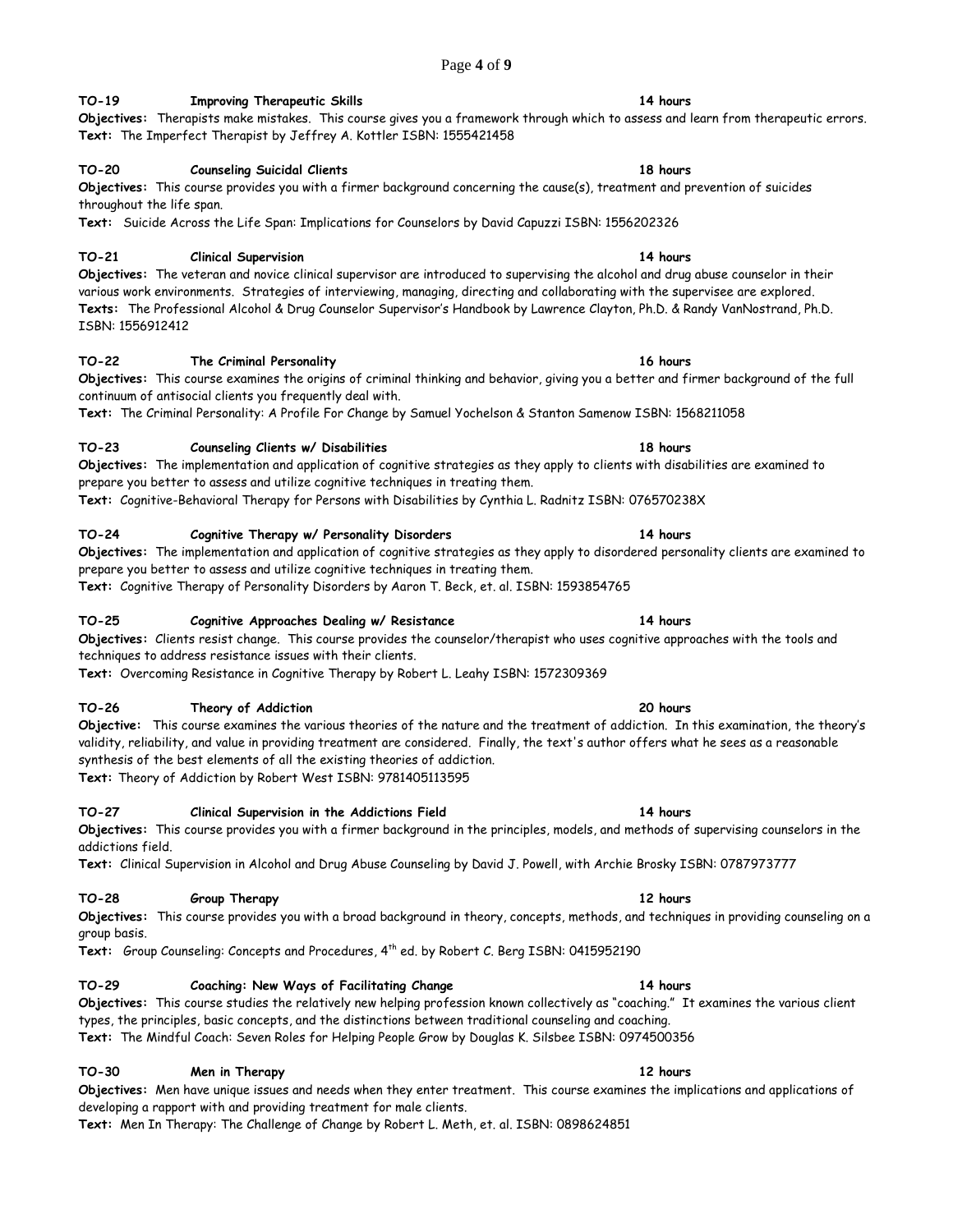**TO-19 Improving Therapeutic Skills 14 hours**

**Objectives:** Therapists make mistakes. This course gives you a framework through which to assess and learn from therapeutic errors.
**Text:** The Imperfect Therapist by Jeffrey A. Kottler ISBN: 1555421458

**TO-20 Counseling Suicidal Clients 18 hours**

**Objectives:** This course provides you with a firmer background concerning the cause(s), treatment and prevention of suicides throughout the life span.
**Text:** Suicide Across the Life Span: Implications for Counselors by David Capuzzi ISBN: 1556202326

**TO-21 Clinical Supervision 14 hours**

**Objectives:** The veteran and novice clinical supervisor are introduced to supervising the alcohol and drug abuse counselor in their various work environments. Strategies of interviewing, managing, directing and collaborating with the supervisee are explored.
**Texts:** The Professional Alcohol & Drug Counselor Supervisor's Handbook by Lawrence Clayton, Ph.D. & Randy VanNostrand, Ph.D. ISBN: 1556912412

**TO-22 The Criminal Personality 16 hours**

**Objectives:** This course examines the origins of criminal thinking and behavior, giving you a better and firmer background of the full continuum of antisocial clients you frequently deal with.
**Text:** The Criminal Personality: A Profile For Change by Samuel Yochelson & Stanton Samenow ISBN: 1568211058

**TO-23 Counseling Clients w/ Disabilities 18 hours**

**Objectives:** The implementation and application of cognitive strategies as they apply to clients with disabilities are examined to prepare you better to assess and utilize cognitive techniques in treating them.
**Text:** Cognitive-Behavioral Therapy for Persons with Disabilities by Cynthia L. Radnitz ISBN: 076570238X

**TO-24 Cognitive Therapy w/ Personality Disorders 14 hours**

**Objectives:** The implementation and application of cognitive strategies as they apply to disordered personality clients are examined to prepare you better to assess and utilize cognitive techniques in treating them.
**Text:** Cognitive Therapy of Personality Disorders by Aaron T. Beck, et. al. ISBN: 1593854765

**TO-25 Cognitive Approaches Dealing w/ Resistance 14 hours**

**Objectives:** Clients resist change. This course provides the counselor/therapist who uses cognitive approaches with the tools and techniques to address resistance issues with their clients.
**Text:** Overcoming Resistance in Cognitive Therapy by Robert L. Leahy ISBN: 1572309369

**TO-26 Theory of Addiction 20 hours**

**Objective:** This course examines the various theories of the nature and the treatment of addiction. In this examination, the theory's validity, reliability, and value in providing treatment are considered. Finally, the text's author offers what he sees as a reasonable synthesis of the best elements of all the existing theories of addiction.
**Text:** Theory of Addiction by Robert West ISBN: 9781405113595

**TO-27 Clinical Supervision in the Addictions Field 14 hours**

**Objectives:** This course provides you with a firmer background in the principles, models, and methods of supervising counselors in the addictions field.
**Text:** Clinical Supervision in Alcohol and Drug Abuse Counseling by David J. Powell, with Archie Brosky ISBN: 0787973777

**TO-28 Group Therapy 12 hours**

**Objectives:** This course provides you with a broad background in theory, concepts, methods, and techniques in providing counseling on a group basis.
**Text:** Group Counseling: Concepts and Procedures, 4th ed. by Robert C. Berg ISBN: 0415952190

**TO-29 Coaching: New Ways of Facilitating Change 14 hours**

**Objectives:** This course studies the relatively new helping profession known collectively as "coaching." It examines the various client types, the principles, basic concepts, and the distinctions between traditional counseling and coaching.
**Text:** The Mindful Coach: Seven Roles for Helping People Grow by Douglas K. Silsbee ISBN: 0974500356

**TO-30 Men in Therapy 12 hours**

**Objectives:** Men have unique issues and needs when they enter treatment. This course examines the implications and applications of developing a rapport with and providing treatment for male clients.
**Text:** Men In Therapy: The Challenge of Change by Robert L. Meth, et. al. ISBN: 0898624851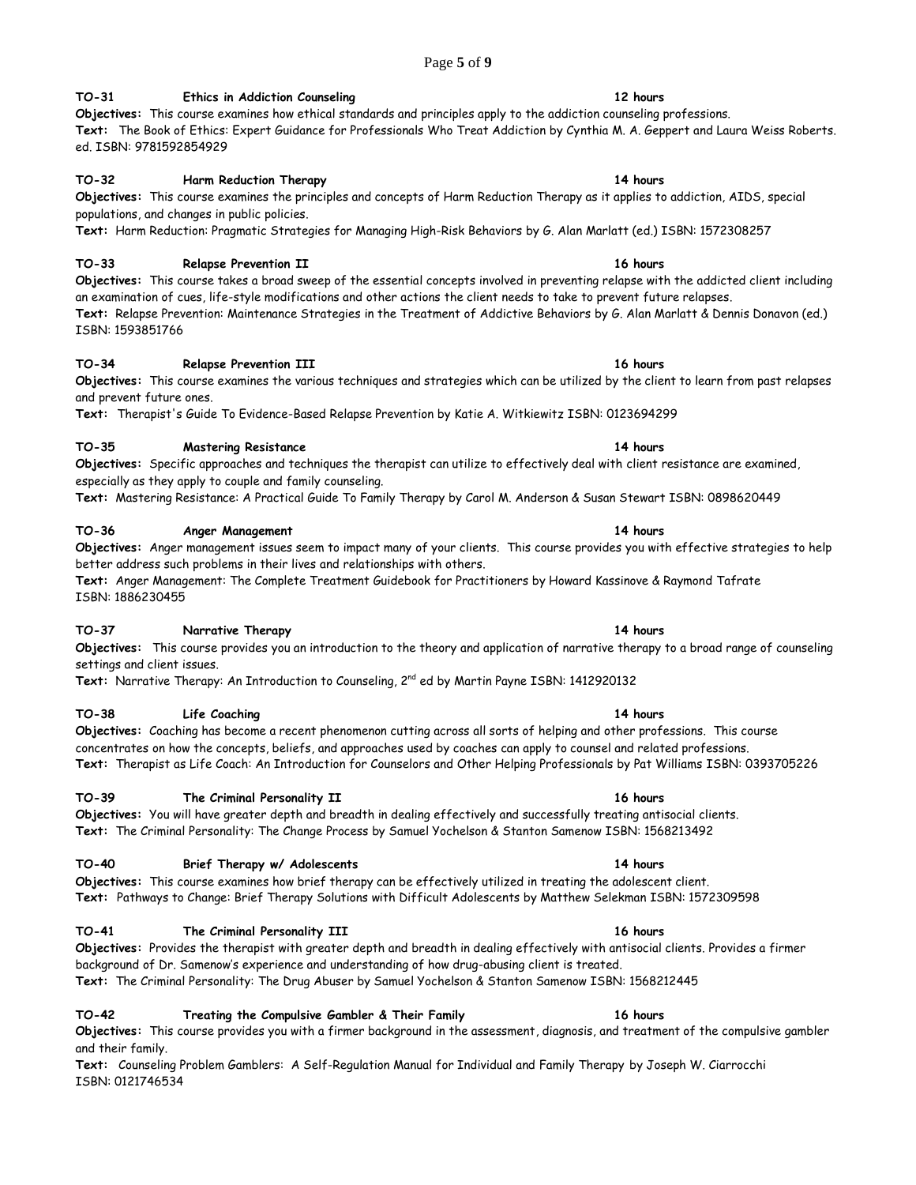**TO-31 Ethics in Addiction Counseling 12 hours**

**Objectives:** This course examines how ethical standards and principles apply to the addiction counseling professions.
**Text:** The Book of Ethics: Expert Guidance for Professionals Who Treat Addiction by Cynthia M. A. Geppert and Laura Weiss Roberts. ed. ISBN: 9781592854929

**TO-32 Harm Reduction Therapy 14 hours**

**Objectives:** This course examines the principles and concepts of Harm Reduction Therapy as it applies to addiction, AIDS, special populations, and changes in public policies.
**Text:** Harm Reduction: Pragmatic Strategies for Managing High-Risk Behaviors by G. Alan Marlatt (ed.) ISBN: 1572308257

**TO-33 Relapse Prevention II 16 hours**

**Objectives:** This course takes a broad sweep of the essential concepts involved in preventing relapse with the addicted client including an examination of cues, life-style modifications and other actions the client needs to take to prevent future relapses.
**Text:** Relapse Prevention: Maintenance Strategies in the Treatment of Addictive Behaviors by G. Alan Marlatt & Dennis Donavon (ed.) ISBN: 1593851766

**TO-34 Relapse Prevention III 16 hours**

**Objectives:** This course examines the various techniques and strategies which can be utilized by the client to learn from past relapses and prevent future ones.
**Text:** Therapist's Guide To Evidence-Based Relapse Prevention by Katie A. Witkiewitz ISBN: 0123694299

**TO-35 Mastering Resistance 14 hours**

**Objectives:** Specific approaches and techniques the therapist can utilize to effectively deal with client resistance are examined, especially as they apply to couple and family counseling.
**Text:** Mastering Resistance: A Practical Guide To Family Therapy by Carol M. Anderson & Susan Stewart ISBN: 0898620449

**TO-36 Anger Management 14 hours**

**Objectives:** Anger management issues seem to impact many of your clients. This course provides you with effective strategies to help better address such problems in their lives and relationships with others.
**Text:** Anger Management: The Complete Treatment Guidebook for Practitioners by Howard Kassinove & Raymond Tafrate ISBN: 1886230455

**TO-37 Narrative Therapy 14 hours**

**Objectives:** This course provides you an introduction to the theory and application of narrative therapy to a broad range of counseling settings and client issues.
**Text:** Narrative Therapy: An Introduction to Counseling, 2nd ed by Martin Payne ISBN: 1412920132

**TO-38 Life Coaching 14 hours**

**Objectives:** Coaching has become a recent phenomenon cutting across all sorts of helping and other professions. This course concentrates on how the concepts, beliefs, and approaches used by coaches can apply to counsel and related professions.
**Text:** Therapist as Life Coach: An Introduction for Counselors and Other Helping Professionals by Pat Williams ISBN: 0393705226

**TO-39 The Criminal Personality II 16 hours**

**Objectives:** You will have greater depth and breadth in dealing effectively and successfully treating antisocial clients.
**Text:** The Criminal Personality: The Change Process by Samuel Yochelson & Stanton Samenow ISBN: 1568213492

**TO-40 Brief Therapy w/ Adolescents 14 hours**

**Objectives:** This course examines how brief therapy can be effectively utilized in treating the adolescent client.
**Text:** Pathways to Change: Brief Therapy Solutions with Difficult Adolescents by Matthew Selekman ISBN: 1572309598

**TO-41 The Criminal Personality III 16 hours**

**Objectives:** Provides the therapist with greater depth and breadth in dealing effectively with antisocial clients. Provides a firmer background of Dr. Samenow's experience and understanding of how drug-abusing client is treated.
**Text:** The Criminal Personality: The Drug Abuser by Samuel Yochelson & Stanton Samenow ISBN: 1568212445

**TO-42 Treating the Compulsive Gambler & Their Family 16 hours**

**Objectives:** This course provides you with a firmer background in the assessment, diagnosis, and treatment of the compulsive gambler and their family.
**Text:** Counseling Problem Gamblers: A Self-Regulation Manual for Individual and Family Therapy by Joseph W. Ciarrocchi ISBN: 0121746534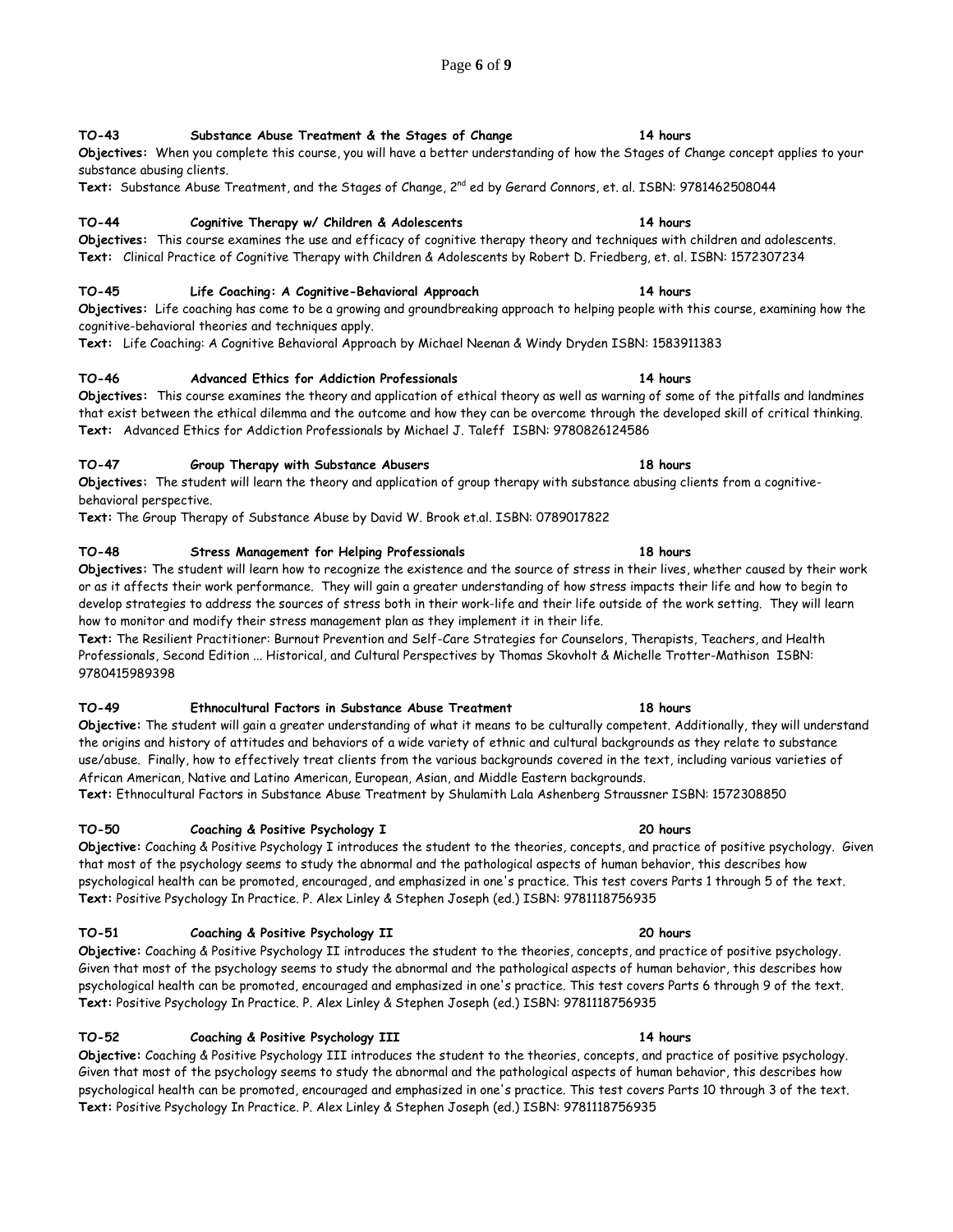**TO-43 Substance Abuse Treatment & the Stages of Change 14 hours**

**Objectives:** When you complete this course, you will have a better understanding of how the Stages of Change concept applies to your substance abusing clients.

**Text:** Substance Abuse Treatment, and the Stages of Change, 2nd ed by Gerard Connors, et. al. ISBN: 9781462508044

**TO-44 Cognitive Therapy w/ Children & Adolescents 14 hours**

**Objectives:** This course examines the use and efficacy of cognitive therapy theory and techniques with children and adolescents.

**Text:** Clinical Practice of Cognitive Therapy with Children & Adolescents by Robert D. Friedberg, et. al. ISBN: 1572307234

**TO-45 Life Coaching: A Cognitive-Behavioral Approach 14 hours**

**Objectives:** Life coaching has come to be a growing and groundbreaking approach to helping people with this course, examining how the cognitive-behavioral theories and techniques apply.

**Text:** Life Coaching: A Cognitive Behavioral Approach by Michael Neenan & Windy Dryden ISBN: 1583911383

**TO-46 Advanced Ethics for Addiction Professionals 14 hours**

**Objectives:** This course examines the theory and application of ethical theory as well as warning of some of the pitfalls and landmines that exist between the ethical dilemma and the outcome and how they can be overcome through the developed skill of critical thinking.

**Text:** Advanced Ethics for Addiction Professionals by Michael J. Taleff ISBN: 9780826124586

**TO-47 Group Therapy with Substance Abusers 18 hours**

**Objectives:** The student will learn the theory and application of group therapy with substance abusing clients from a cognitive-behavioral perspective.

**Text:** The Group Therapy of Substance Abuse by David W. Brook et.al. ISBN: 0789017822

**TO-48 Stress Management for Helping Professionals 18 hours**

**Objectives:** The student will learn how to recognize the existence and the source of stress in their lives, whether caused by their work or as it affects their work performance. They will gain a greater understanding of how stress impacts their life and how to begin to develop strategies to address the sources of stress both in their work-life and their life outside of the work setting. They will learn how to monitor and modify their stress management plan as they implement it in their life.

**Text:** The Resilient Practitioner: Burnout Prevention and Self-Care Strategies for Counselors, Therapists, Teachers, and Health Professionals, Second Edition ... Historical, and Cultural Perspectives by Thomas Skovholt & Michelle Trotter-Mathison ISBN: 9780415989398

**TO-49 Ethnocultural Factors in Substance Abuse Treatment 18 hours**

**Objective:** The student will gain a greater understanding of what it means to be culturally competent. Additionally, they will understand the origins and history of attitudes and behaviors of a wide variety of ethnic and cultural backgrounds as they relate to substance use/abuse. Finally, how to effectively treat clients from the various backgrounds covered in the text, including various varieties of African American, Native and Latino American, European, Asian, and Middle Eastern backgrounds.

**Text:** Ethnocultural Factors in Substance Abuse Treatment by Shulamith Lala Ashenberg Straussner ISBN: 1572308850

**TO-50 Coaching & Positive Psychology I 20 hours**

**Objective:** Coaching & Positive Psychology I introduces the student to the theories, concepts, and practice of positive psychology. Given that most of the psychology seems to study the abnormal and the pathological aspects of human behavior, this describes how psychological health can be promoted, encouraged, and emphasized in one's practice. This test covers Parts 1 through 5 of the text.

**Text:** Positive Psychology In Practice. P. Alex Linley & Stephen Joseph (ed.) ISBN: 9781118756935

**TO-51 Coaching & Positive Psychology II 20 hours**

**Objective:** Coaching & Positive Psychology II introduces the student to the theories, concepts, and practice of positive psychology. Given that most of the psychology seems to study the abnormal and the pathological aspects of human behavior, this describes how psychological health can be promoted, encouraged and emphasized in one's practice. This test covers Parts 6 through 9 of the text.

**Text:** Positive Psychology In Practice. P. Alex Linley & Stephen Joseph (ed.) ISBN: 9781118756935

**TO-52 Coaching & Positive Psychology III 14 hours**

**Objective:** Coaching & Positive Psychology III introduces the student to the theories, concepts, and practice of positive psychology. Given that most of the psychology seems to study the abnormal and the pathological aspects of human behavior, this describes how psychological health can be promoted, encouraged and emphasized in one's practice. This test covers Parts 10 through 3 of the text.

**Text:** Positive Psychology In Practice. P. Alex Linley & Stephen Joseph (ed.) ISBN: 9781118756935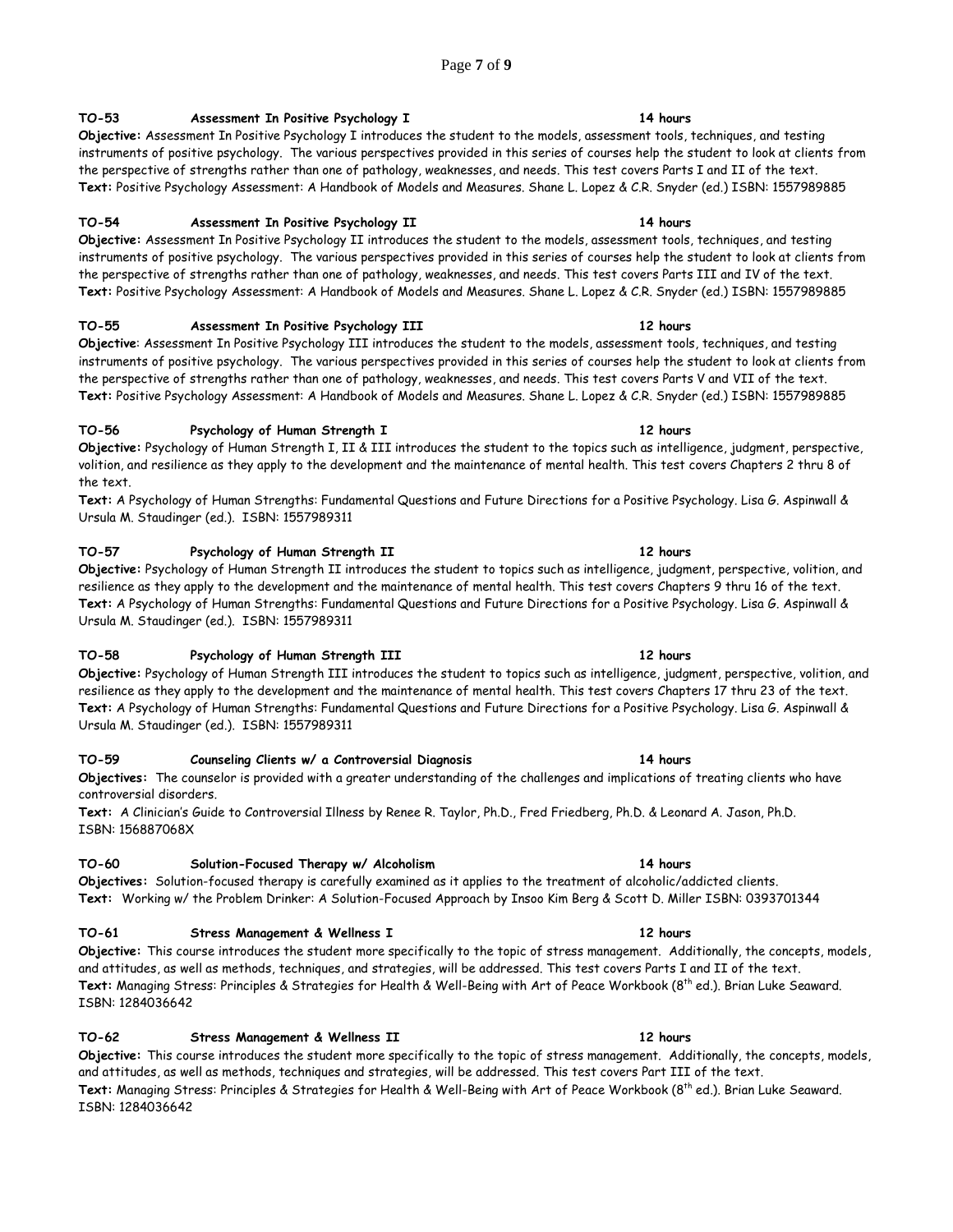**TO-53 Assessment In Positive Psychology I 14 hours**

**Objective:** Assessment In Positive Psychology I introduces the student to the models, assessment tools, techniques, and testing instruments of positive psychology. The various perspectives provided in this series of courses help the student to look at clients from the perspective of strengths rather than one of pathology, weaknesses, and needs. This test covers Parts I and II of the text.
**Text:** Positive Psychology Assessment: A Handbook of Models and Measures. Shane L. Lopez & C.R. Snyder (ed.) ISBN: 1557989885

**TO-54 Assessment In Positive Psychology II 14 hours**

**Objective:** Assessment In Positive Psychology II introduces the student to the models, assessment tools, techniques, and testing instruments of positive psychology. The various perspectives provided in this series of courses help the student to look at clients from the perspective of strengths rather than one of pathology, weaknesses, and needs. This test covers Parts III and IV of the text.
**Text:** Positive Psychology Assessment: A Handbook of Models and Measures. Shane L. Lopez & C.R. Snyder (ed.) ISBN: 1557989885

**TO-55 Assessment In Positive Psychology III 12 hours**

**Objective**: Assessment In Positive Psychology III introduces the student to the models, assessment tools, techniques, and testing instruments of positive psychology. The various perspectives provided in this series of courses help the student to look at clients from the perspective of strengths rather than one of pathology, weaknesses, and needs. This test covers Parts V and VII of the text.
**Text:** Positive Psychology Assessment: A Handbook of Models and Measures. Shane L. Lopez & C.R. Snyder (ed.) ISBN: 1557989885

**TO-56 Psychology of Human Strength I 12 hours**

**Objective:** Psychology of Human Strength I, II & III introduces the student to the topics such as intelligence, judgment, perspective, volition, and resilience as they apply to the development and the maintenance of mental health. This test covers Chapters 2 thru 8 of the text.
**Text:** A Psychology of Human Strengths: Fundamental Questions and Future Directions for a Positive Psychology. Lisa G. Aspinwall & Ursula M. Staudinger (ed.). ISBN: 1557989311

**TO-57 Psychology of Human Strength II 12 hours**

**Objective:** Psychology of Human Strength II introduces the student to topics such as intelligence, judgment, perspective, volition, and resilience as they apply to the development and the maintenance of mental health. This test covers Chapters 9 thru 16 of the text.
**Text:** A Psychology of Human Strengths: Fundamental Questions and Future Directions for a Positive Psychology. Lisa G. Aspinwall & Ursula M. Staudinger (ed.). ISBN: 1557989311

**TO-58 Psychology of Human Strength III 12 hours**

**Objective:** Psychology of Human Strength III introduces the student to topics such as intelligence, judgment, perspective, volition, and resilience as they apply to the development and the maintenance of mental health. This test covers Chapters 17 thru 23 of the text.
**Text:** A Psychology of Human Strengths: Fundamental Questions and Future Directions for a Positive Psychology. Lisa G. Aspinwall & Ursula M. Staudinger (ed.). ISBN: 1557989311

**TO-59 Counseling Clients w/ a Controversial Diagnosis 14 hours**

**Objectives:** The counselor is provided with a greater understanding of the challenges and implications of treating clients who have controversial disorders.
**Text:** A Clinician's Guide to Controversial Illness by Renee R. Taylor, Ph.D., Fred Friedberg, Ph.D. & Leonard A. Jason, Ph.D. ISBN: 156887068X

**TO-60 Solution-Focused Therapy w/ Alcoholism 14 hours**

**Objectives:** Solution-focused therapy is carefully examined as it applies to the treatment of alcoholic/addicted clients.
**Text:** Working w/ the Problem Drinker: A Solution-Focused Approach by Insoo Kim Berg & Scott D. Miller ISBN: 0393701344

**TO-61 Stress Management & Wellness I 12 hours**

**Objective:** This course introduces the student more specifically to the topic of stress management. Additionally, the concepts, models, and attitudes, as well as methods, techniques, and strategies, will be addressed. This test covers Parts I and II of the text.
**Text:** Managing Stress: Principles & Strategies for Health & Well-Being with Art of Peace Workbook (8th ed.). Brian Luke Seaward. ISBN: 1284036642

**TO-62 Stress Management & Wellness II 12 hours**

**Objective:** This course introduces the student more specifically to the topic of stress management. Additionally, the concepts, models, and attitudes, as well as methods, techniques and strategies, will be addressed. This test covers Part III of the text.
**Text:** Managing Stress: Principles & Strategies for Health & Well-Being with Art of Peace Workbook (8th ed.). Brian Luke Seaward. ISBN: 1284036642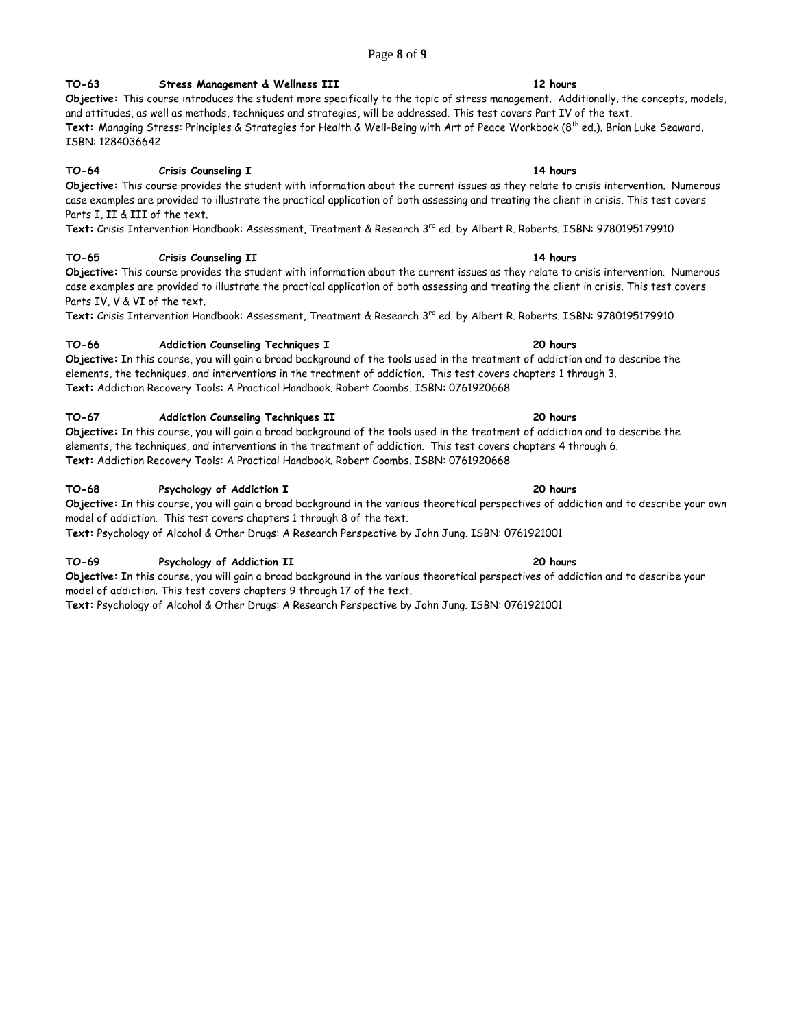**TO-63 Stress Management & Wellness III 12 hours**

**Objective:** This course introduces the student more specifically to the topic of stress management. Additionally, the concepts, models, and attitudes, as well as methods, techniques and strategies, will be addressed. This test covers Part IV of the text.
**Text:** Managing Stress: Principles & Strategies for Health & Well-Being with Art of Peace Workbook (8th ed.). Brian Luke Seaward. ISBN: 1284036642

**TO-64 Crisis Counseling I 14 hours**

**Objective:** This course provides the student with information about the current issues as they relate to crisis intervention. Numerous case examples are provided to illustrate the practical application of both assessing and treating the client in crisis. This test covers Parts I, II & III of the text.
**Text:** Crisis Intervention Handbook: Assessment, Treatment & Research 3rd ed. by Albert R. Roberts. ISBN: 9780195179910

**TO-65 Crisis Counseling II 14 hours**

**Objective:** This course provides the student with information about the current issues as they relate to crisis intervention. Numerous case examples are provided to illustrate the practical application of both assessing and treating the client in crisis. This test covers Parts IV, V & VI of the text.
**Text:** Crisis Intervention Handbook: Assessment, Treatment & Research 3rd ed. by Albert R. Roberts. ISBN: 9780195179910

**TO-66 Addiction Counseling Techniques I 20 hours**

**Objective:** In this course, you will gain a broad background of the tools used in the treatment of addiction and to describe the elements, the techniques, and interventions in the treatment of addiction. This test covers chapters 1 through 3.
**Text:** Addiction Recovery Tools: A Practical Handbook. Robert Coombs. ISBN: 0761920668

**TO-67 Addiction Counseling Techniques II 20 hours**

**Objective:** In this course, you will gain a broad background of the tools used in the treatment of addiction and to describe the elements, the techniques, and interventions in the treatment of addiction. This test covers chapters 4 through 6.
**Text:** Addiction Recovery Tools: A Practical Handbook. Robert Coombs. ISBN: 0761920668

**TO-68 Psychology of Addiction I 20 hours**

**Objective:** In this course, you will gain a broad background in the various theoretical perspectives of addiction and to describe your own model of addiction. This test covers chapters 1 through 8 of the text.
**Text:** Psychology of Alcohol & Other Drugs: A Research Perspective by John Jung. ISBN: 0761921001

**TO-69 Psychology of Addiction II 20 hours**

**Objective:** In this course, you will gain a broad background in the various theoretical perspectives of addiction and to describe your model of addiction. This test covers chapters 9 through 17 of the text.
**Text:** Psychology of Alcohol & Other Drugs: A Research Perspective by John Jung. ISBN: 0761921001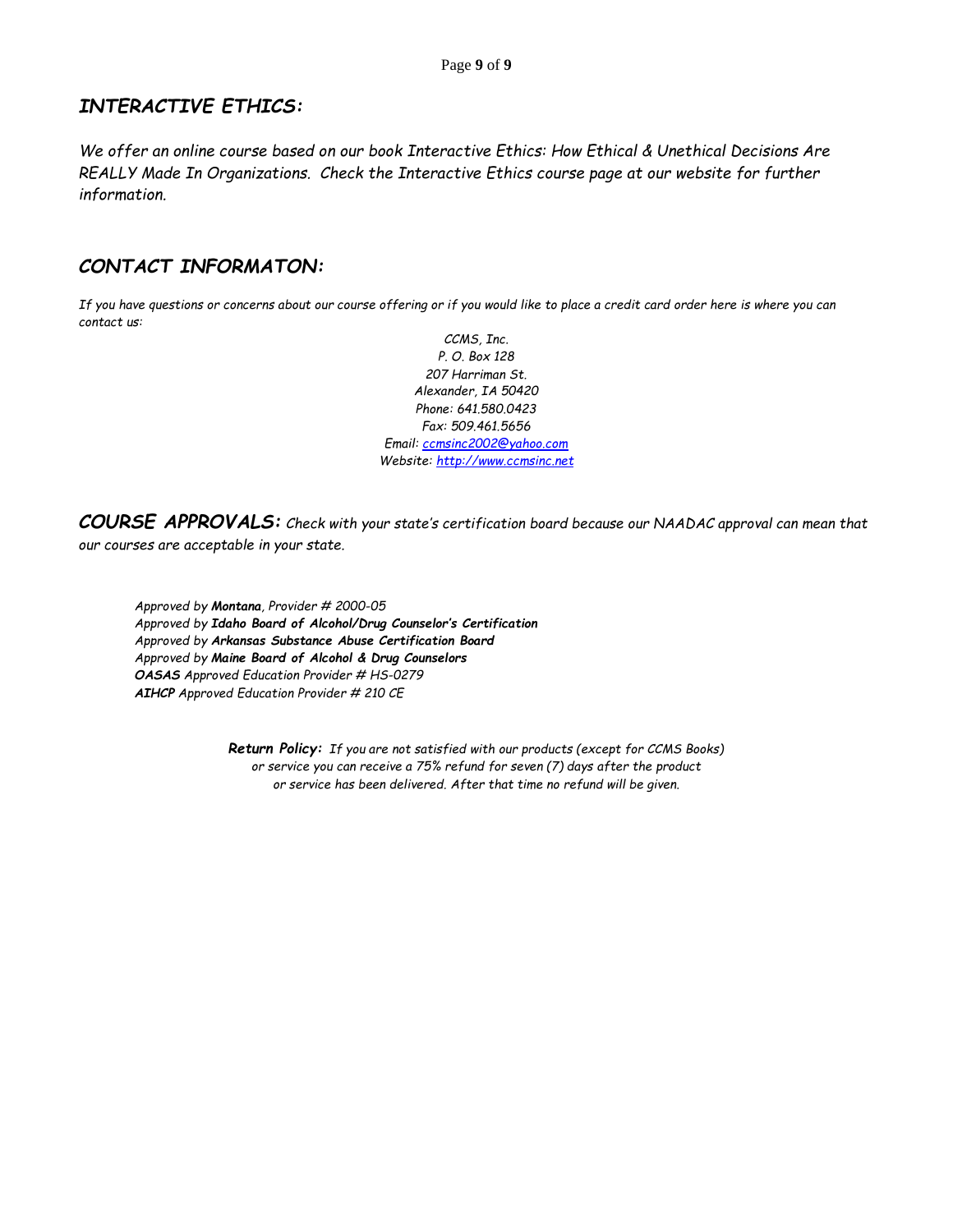## *INTERACTIVE ETHICS:*

*We offer an online course based on our book Interactive Ethics: How Ethical & Unethical Decisions Are REALLY Made In Organizations. Check the Interactive Ethics course page at our website for further information.*

## *CONTACT INFORMATON:*

*If you have questions or concerns about our course offering or if you would like to place a credit card order here is where you can contact us:*

*CCMS, Inc.*
*P. O. Box 128*
*207 Harriman St.*
*Alexander, IA 50420*
*Phone: 641.580.0423*
*Fax: 509.461.5656*
*Email: [ccmsinc2002@yahoo.com](mailto:ccmsinc2002@yahoo.com)*
*Website: [http://www.ccmsinc.net](http://www.ccmsinc.net)*

***COURSE APPROVALS:*** *Check with your state's certification board because our NAADAC approval can mean that our courses are acceptable in your state.*

*Approved by **Montana**, Provider # 2000-05*
*Approved by **Idaho Board of Alcohol/Drug Counselor's Certification***
*Approved by **Arkansas Substance Abuse Certification Board***
*Approved by **Maine Board of Alcohol & Drug Counselors***
***OASAS** Approved Education Provider # HS-0279*
***AIHCP** Approved Education Provider # 210 CE*

***Return Policy:*** *If you are not satisfied with our products (except for CCMS Books) or service you can receive a 75% refund for seven (7) days after the product or service has been delivered. After that time no refund will be given.*